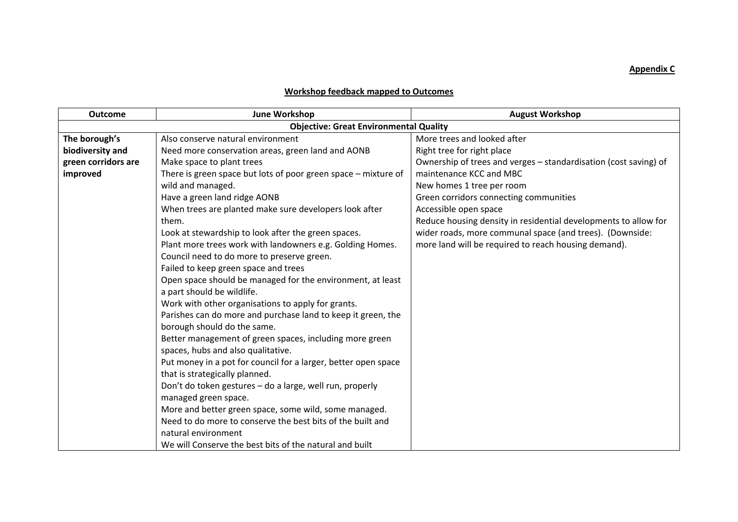**Appendix C**

**Workshop feedback mapped to Outcomes**

| Outcome | June Workshop | August Workshop |
|---|---|---|
| **Objective: Great Environmental Quality** | | |
| **The borough's biodiversity and green corridors are improved** | Also conserve natural environment<br>Need more conservation areas, green land and AONB<br>Make space to plant trees<br>There is green space but lots of poor green space – mixture of wild and managed.<br>Have a green land ridge AONB<br>When trees are planted make sure developers look after them.<br>Look at stewardship to look after the green spaces.<br>Plant more trees work with landowners e.g. Golding Homes.<br>Council need to do more to preserve green.<br>Failed to keep green space and trees<br>Open space should be managed for the environment, at least a part should be wildlife.<br>Work with other organisations to apply for grants.<br>Parishes can do more and purchase land to keep it green, the borough should do the same.<br>Better management of green spaces, including more green spaces, hubs and also qualitative.<br>Put money in a pot for council for a larger, better open space that is strategically planned.<br>Don't do token gestures – do a large, well run, properly managed green space.<br>More and better green space, some wild, some managed.<br>Need to do more to conserve the best bits of the built and natural environment<br>We will Conserve the best bits of the natural and built | More trees and looked after<br>Right tree for right place<br>Ownership of trees and verges – standardisation (cost saving) of maintenance KCC and MBC<br>New homes 1 tree per room<br>Green corridors connecting communities<br>Accessible open space<br>Reduce housing density in residential developments to allow for wider roads, more communal space (and trees). (Downside: more land will be required to reach housing demand). |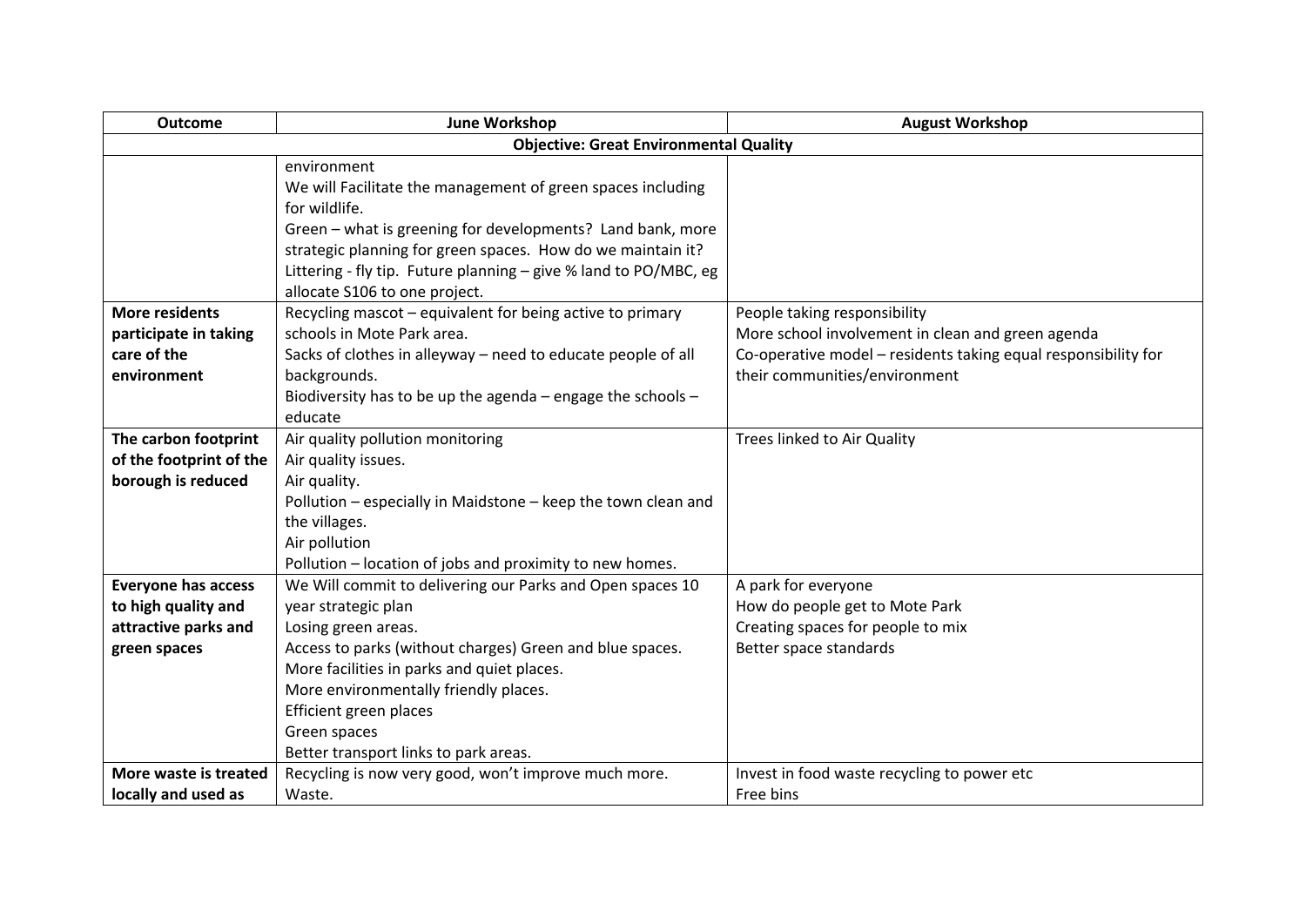| Outcome | June Workshop | August Workshop |
|---|---|---|
| **Objective: Great Environmental Quality** | | |
| | environment<br>We will Facilitate the management of green spaces including for wildlife.<br>Green – what is greening for developments? Land bank, more strategic planning for green spaces. How do we maintain it?<br>Littering - fly tip. Future planning – give % land to PO/MBC, eg allocate S106 to one project. | |
| **More residents participate in taking care of the environment** | Recycling mascot – equivalent for being active to primary schools in Mote Park area.<br>Sacks of clothes in alleyway – need to educate people of all backgrounds.<br>Biodiversity has to be up the agenda – engage the schools – educate | People taking responsibility<br>More school involvement in clean and green agenda<br>Co-operative model – residents taking equal responsibility for their communities/environment |
| **The carbon footprint of the footprint of the borough is reduced** | Air quality pollution monitoring<br>Air quality issues.<br>Air quality.<br>Pollution – especially in Maidstone – keep the town clean and the villages.<br>Air pollution<br>Pollution – location of jobs and proximity to new homes. | Trees linked to Air Quality |
| **Everyone has access to high quality and attractive parks and green spaces** | We Will commit to delivering our Parks and Open spaces 10 year strategic plan<br>Losing green areas.<br>Access to parks (without charges) Green and blue spaces.<br>More facilities in parks and quiet places.<br>More environmentally friendly places.<br>Efficient green places<br>Green spaces<br>Better transport links to park areas. | A park for everyone<br>How do people get to Mote Park<br>Creating spaces for people to mix<br>Better space standards |
| **More waste is treated locally and used as** | Recycling is now very good, won't improve much more.<br>Waste. | Invest in food waste recycling to power etc<br>Free bins |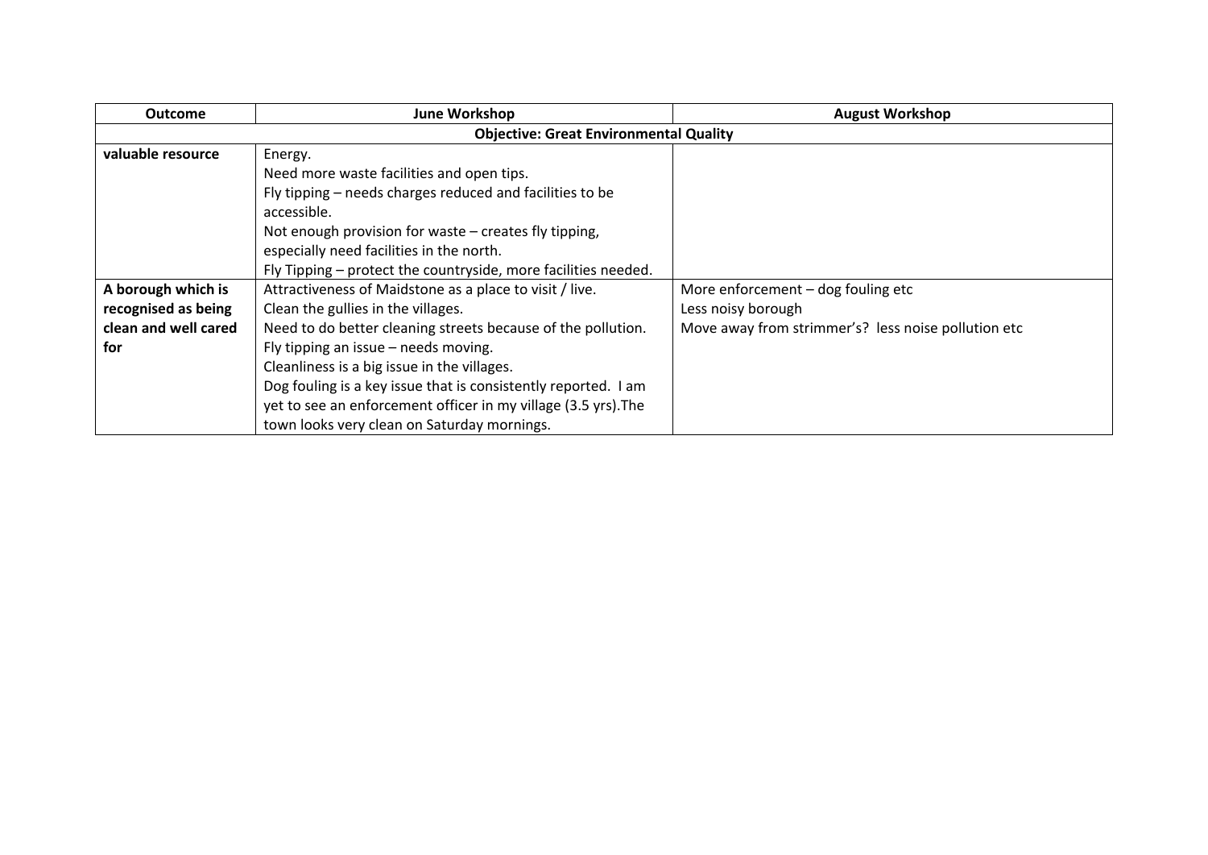| Outcome | June Workshop | August Workshop |
|---|---|---|
| **Objective: Great Environmental Quality** | | |
| **valuable resource** | Energy.<br>Need more waste facilities and open tips.<br>Fly tipping – needs charges reduced and facilities to be accessible.<br>Not enough provision for waste – creates fly tipping, especially need facilities in the north.<br>Fly Tipping – protect the countryside, more facilities needed. | |
| **A borough which is recognised as being clean and well cared for** | Attractiveness of Maidstone as a place to visit / live.<br>Clean the gullies in the villages.<br>Need to do better cleaning streets because of the pollution.<br>Fly tipping an issue – needs moving.<br>Cleanliness is a big issue in the villages.<br>Dog fouling is a key issue that is consistently reported. I am yet to see an enforcement officer in my village (3.5 yrs).The town looks very clean on Saturday mornings. | More enforcement – dog fouling etc<br>Less noisy borough<br>Move away from strimmer's? less noise pollution etc |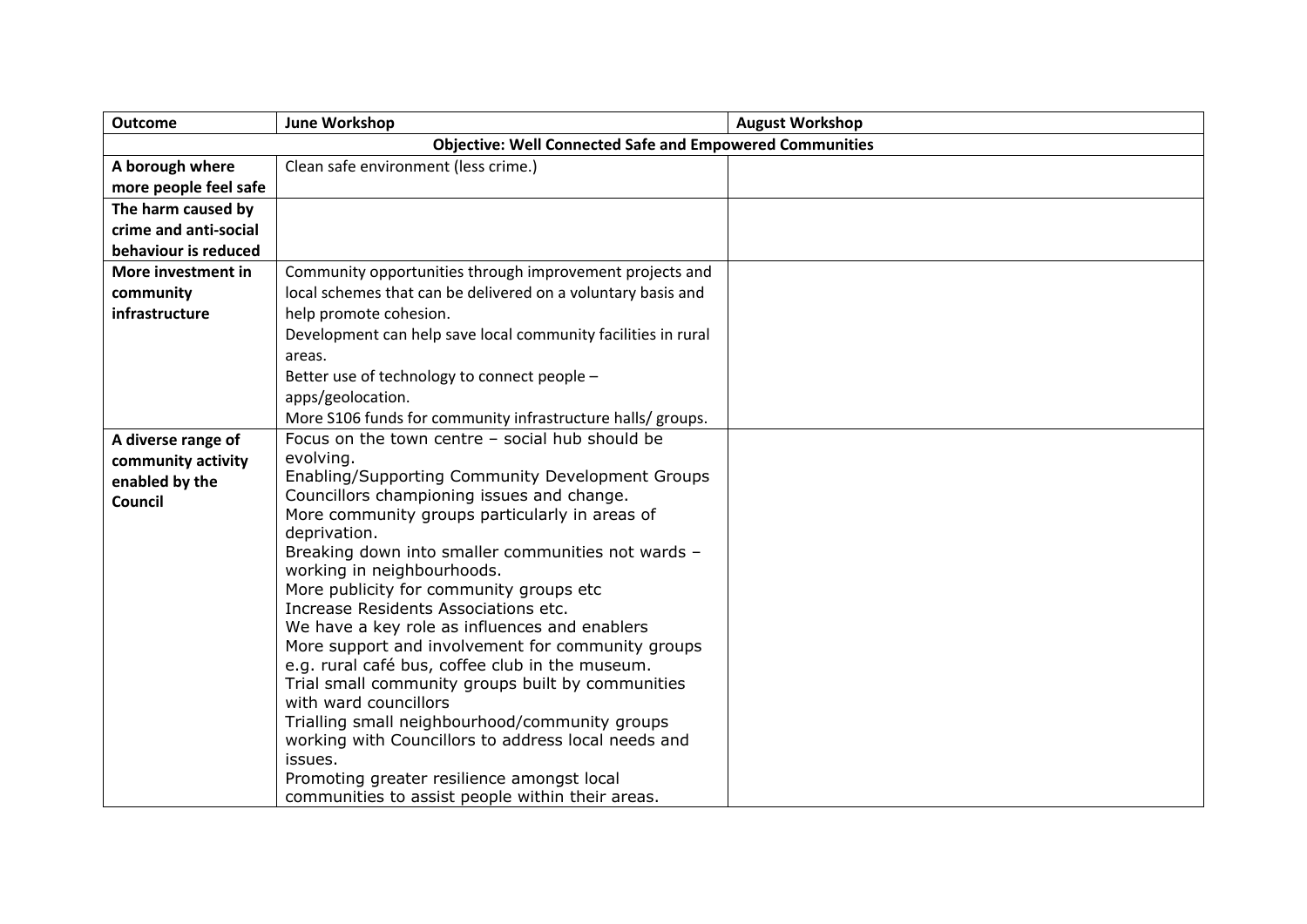| Outcome | June Workshop | August Workshop |
|---|---|---|
| **Objective: Well Connected Safe and Empowered Communities** | | |
| **A borough where more people feel safe** | Clean safe environment (less crime.) | |
| **The harm caused by crime and anti-social behaviour is reduced** | | |
| **More investment in community infrastructure** | Community opportunities through improvement projects and local schemes that can be delivered on a voluntary basis and help promote cohesion.<br>Development can help save local community facilities in rural areas.<br>Better use of technology to connect people – apps/geolocation.<br>More S106 funds for community infrastructure halls/ groups. | |
| **A diverse range of community activity enabled by the Council** | Focus on the town centre – social hub should be evolving.<br>Enabling/Supporting Community Development Groups<br>Councillors championing issues and change.<br>More community groups particularly in areas of deprivation.<br>Breaking down into smaller communities not wards – working in neighbourhoods.<br>More publicity for community groups etc<br>Increase Residents Associations etc.<br>We have a key role as influences and enablers<br>More support and involvement for community groups e.g. rural café bus, coffee club in the museum.<br>Trial small community groups built by communities with ward councillors<br>Trialling small neighbourhood/community groups working with Councillors to address local needs and issues.<br>Promoting greater resilience amongst local communities to assist people within their areas. | |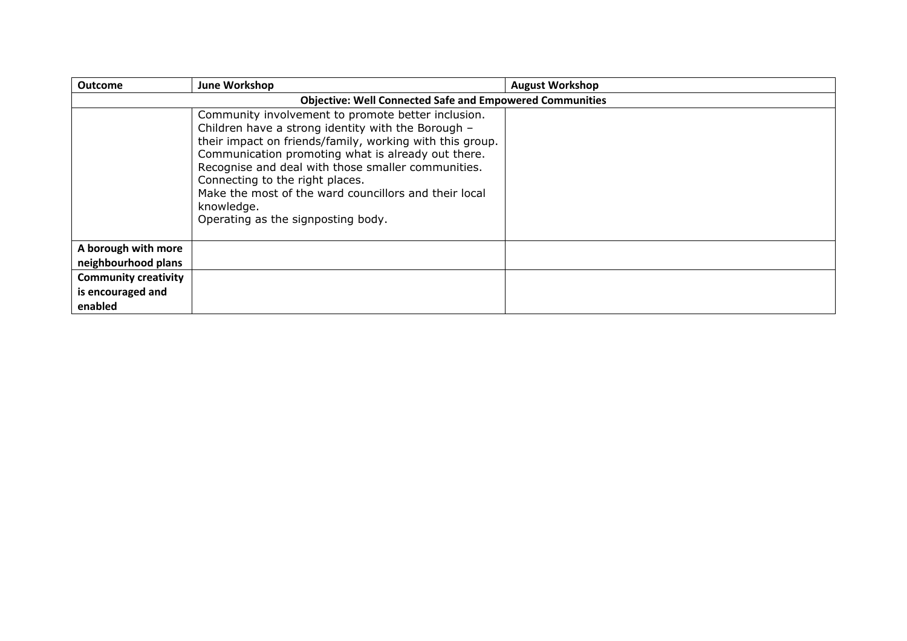| Outcome | June Workshop | August Workshop |
|---|---|---|
| **Objective: Well Connected Safe and Empowered Communities** | | |
| | Community involvement to promote better inclusion.<br>Children have a strong identity with the Borough – their impact on friends/family, working with this group.<br>Communication promoting what is already out there.<br>Recognise and deal with those smaller communities.<br>Connecting to the right places.<br>Make the most of the ward councillors and their local knowledge.<br>Operating as the signposting body. | |
| **A borough with more neighbourhood plans** | | |
| **Community creativity is encouraged and enabled** | | |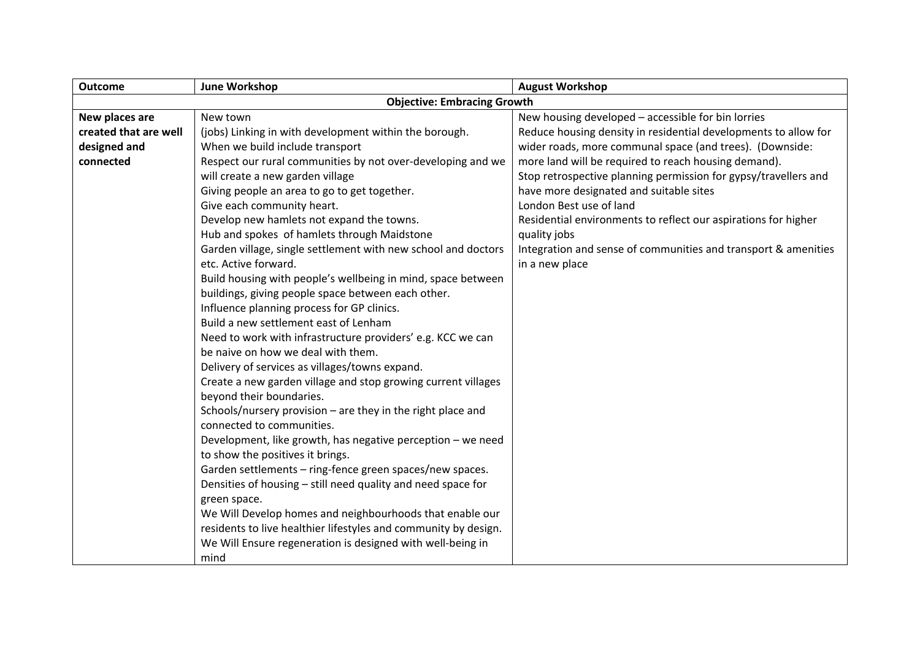| Outcome | June Workshop | August Workshop |
| --- | --- | --- |
| **Objective: Embracing Growth** | | |
| **New places are created that are well designed and connected** | New town<br>(jobs) Linking in with development within the borough.<br>When we build include transport<br>Respect our rural communities by not over-developing and we will create a new garden village<br>Giving people an area to go to get together.<br>Give each community heart.<br>Develop new hamlets not expand the towns.<br>Hub and spokes of hamlets through Maidstone<br>Garden village, single settlement with new school and doctors etc. Active forward.<br>Build housing with people's wellbeing in mind, space between buildings, giving people space between each other.<br>Influence planning process for GP clinics.<br>Build a new settlement east of Lenham<br>Need to work with infrastructure providers' e.g. KCC we can be naive on how we deal with them.<br>Delivery of services as villages/towns expand.<br>Create a new garden village and stop growing current villages beyond their boundaries.<br>Schools/nursery provision – are they in the right place and connected to communities.<br>Development, like growth, has negative perception – we need to show the positives it brings.<br>Garden settlements – ring-fence green spaces/new spaces.<br>Densities of housing – still need quality and need space for green space.<br>We Will Develop homes and neighbourhoods that enable our residents to live healthier lifestyles and community by design.<br>We Will Ensure regeneration is designed with well-being in mind | New housing developed – accessible for bin lorries<br>Reduce housing density in residential developments to allow for wider roads, more communal space (and trees). (Downside: more land will be required to reach housing demand).<br>Stop retrospective planning permission for gypsy/travellers and have more designated and suitable sites<br>London Best use of land<br>Residential environments to reflect our aspirations for higher quality jobs<br>Integration and sense of communities and transport & amenities in a new place |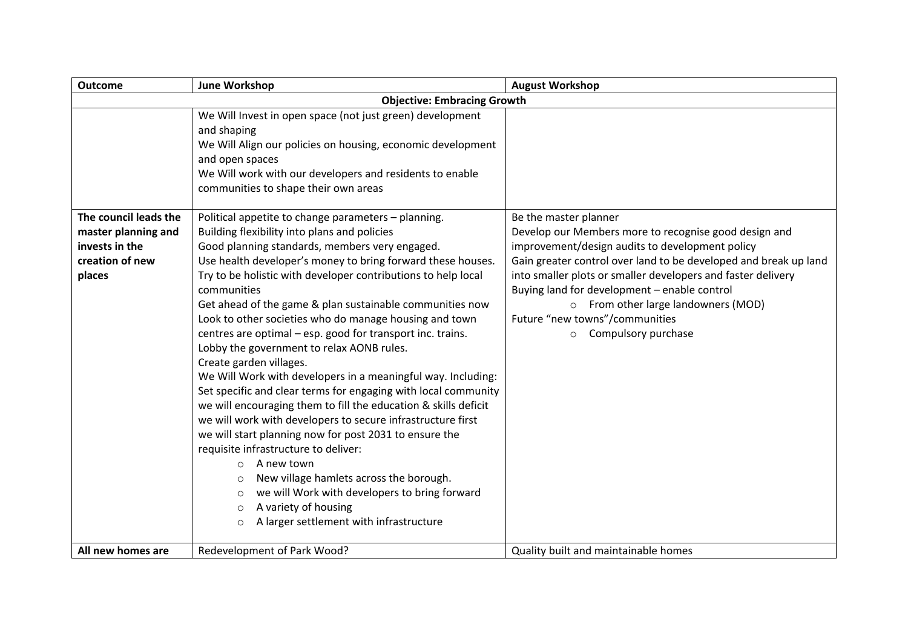| Outcome | June Workshop | August Workshop |
|---|---|---|
| **Objective: Embracing Growth** | | |
| | We Will Invest in open space (not just green) development and shaping<br>We Will Align our policies on housing, economic development and open spaces<br>We Will work with our developers and residents to enable communities to shape their own areas | |
| **The council leads the master planning and invests in the creation of new places** | Political appetite to change parameters – planning.<br>Building flexibility into plans and policies<br>Good planning standards, members very engaged.<br>Use health developer's money to bring forward these houses.<br>Try to be holistic with developer contributions to help local communities<br>Get ahead of the game & plan sustainable communities now<br>Look to other societies who do manage housing and town centres are optimal – esp. good for transport inc. trains.<br>Lobby the government to relax AONB rules.<br>Create garden villages.<br>We Will Work with developers in a meaningful way. Including:<br>Set specific and clear terms for engaging with local community<br>we will encouraging them to fill the education & skills deficit<br>we will work with developers to secure infrastructure first<br>we will start planning now for post 2031 to ensure the requisite infrastructure to deliver:<br>○ A new town<br>○ New village hamlets across the borough.<br>○ we will Work with developers to bring forward<br>○ A variety of housing<br>○ A larger settlement with infrastructure | Be the master planner<br>Develop our Members more to recognise good design and improvement/design audits to development policy<br>Gain greater control over land to be developed and break up land into smaller plots or smaller developers and faster delivery<br>Buying land for development – enable control<br>○ From other large landowners (MOD)<br>Future "new towns"/communities<br>○ Compulsory purchase |
| **All new homes are** | Redevelopment of Park Wood? | Quality built and maintainable homes |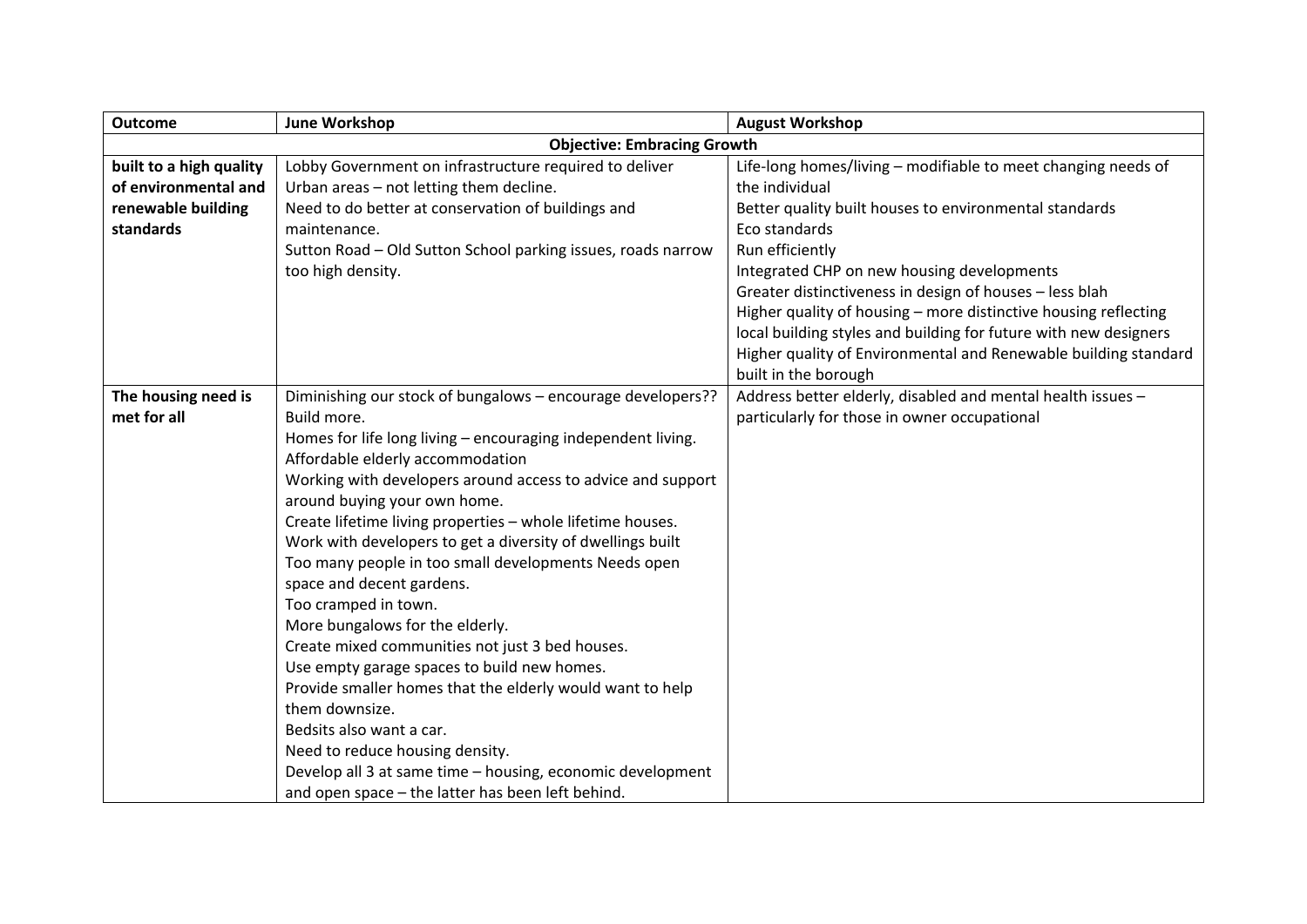| Outcome | June Workshop | August Workshop |
|---|---|---|
| **Objective: Embracing Growth** | | |
| **built to a high quality of environmental and renewable building standards** | Lobby Government on infrastructure required to deliver<br>Urban areas – not letting them decline.<br>Need to do better at conservation of buildings and maintenance.<br>Sutton Road – Old Sutton School parking issues, roads narrow too high density. | Life-long homes/living – modifiable to meet changing needs of the individual<br>Better quality built houses to environmental standards<br>Eco standards<br>Run efficiently<br>Integrated CHP on new housing developments<br>Greater distinctiveness in design of houses – less blah<br>Higher quality of housing – more distinctive housing reflecting local building styles and building for future with new designers<br>Higher quality of Environmental and Renewable building standard built in the borough |
| **The housing need is met for all** | Diminishing our stock of bungalows – encourage developers??<br>Build more.<br>Homes for life long living – encouraging independent living.<br>Affordable elderly accommodation<br>Working with developers around access to advice and support around buying your own home.<br>Create lifetime living properties – whole lifetime houses.<br>Work with developers to get a diversity of dwellings built<br>Too many people in too small developments Needs open space and decent gardens.<br>Too cramped in town.<br>More bungalows for the elderly.<br>Create mixed communities not just 3 bed houses.<br>Use empty garage spaces to build new homes.<br>Provide smaller homes that the elderly would want to help them downsize.<br>Bedsits also want a car.<br>Need to reduce housing density.<br>Develop all 3 at same time – housing, economic development and open space – the latter has been left behind. | Address better elderly, disabled and mental health issues – particularly for those in owner occupational |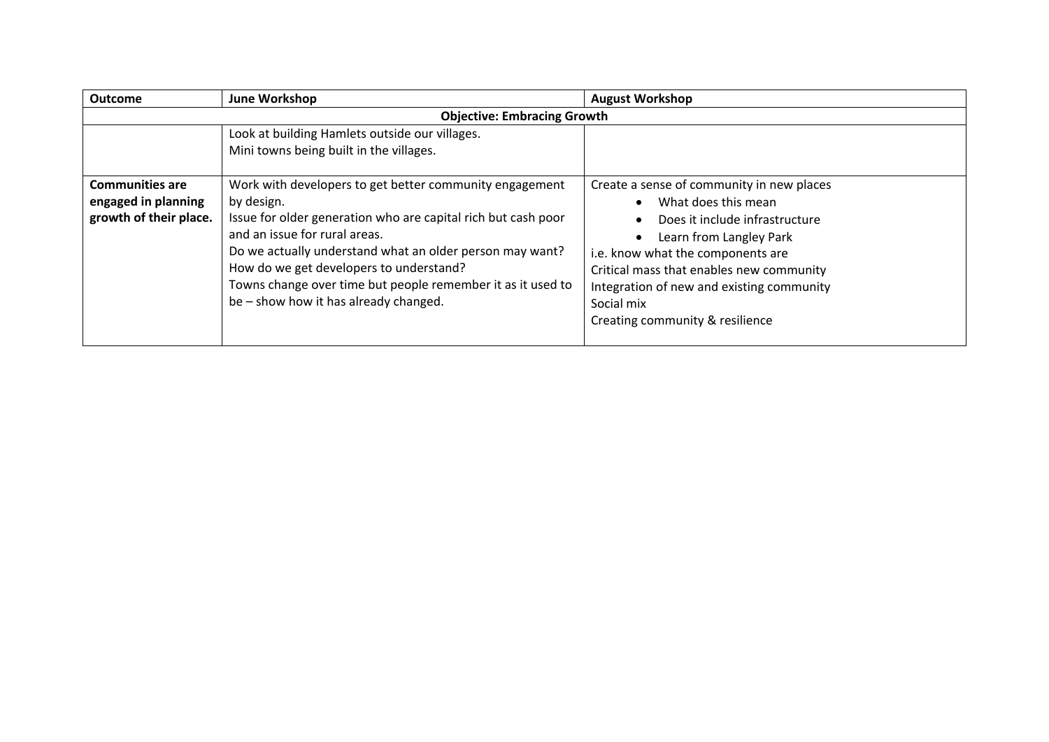| Outcome | June Workshop | August Workshop |
|---|---|---|
| **Objective: Embracing Growth** | | |
| | Look at building Hamlets outside our villages.<br>Mini towns being built in the villages. | |
| **Communities are engaged in planning growth of their place.** | Work with developers to get better community engagement by design.<br>Issue for older generation who are capital rich but cash poor and an issue for rural areas.<br>Do we actually understand what an older person may want?<br>How do we get developers to understand?<br>Towns change over time but people remember it as it used to be – show how it has already changed. | Create a sense of community in new places<br>• What does this mean<br>• Does it include infrastructure<br>• Learn from Langley Park<br>i.e. know what the components are<br>Critical mass that enables new community<br>Integration of new and existing community<br>Social mix<br>Creating community & resilience |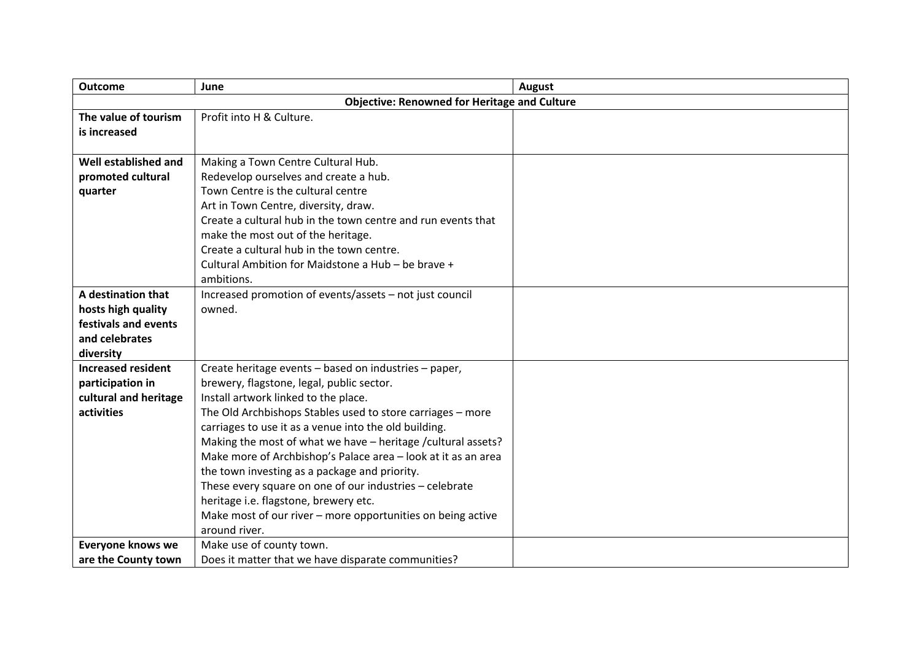| Outcome | June | August |
|---|---|---|
| **Objective: Renowned for Heritage and Culture** | | |
| **The value of tourism is increased** | Profit into H & Culture. | |
| **Well established and promoted cultural quarter** | Making a Town Centre Cultural Hub.<br>Redevelop ourselves and create a hub.<br>Town Centre is the cultural centre<br>Art in Town Centre, diversity, draw.<br>Create a cultural hub in the town centre and run events that make the most out of the heritage.<br>Create a cultural hub in the town centre.<br>Cultural Ambition for Maidstone a Hub – be brave + ambitions. | |
| **A destination that hosts high quality festivals and events and celebrates diversity** | Increased promotion of events/assets – not just council owned. | |
| **Increased resident participation in cultural and heritage activities** | Create heritage events – based on industries – paper, brewery, flagstone, legal, public sector.<br>Install artwork linked to the place.<br>The Old Archbishops Stables used to store carriages – more carriages to use it as a venue into the old building.<br>Making the most of what we have – heritage /cultural assets?<br>Make more of Archbishop's Palace area – look at it as an area the town investing as a package and priority.<br>These every square on one of our industries – celebrate heritage i.e. flagstone, brewery etc.<br>Make most of our river – more opportunities on being active around river. | |
| **Everyone knows we are the County town** | Make use of county town.<br>Does it matter that we have disparate communities? | |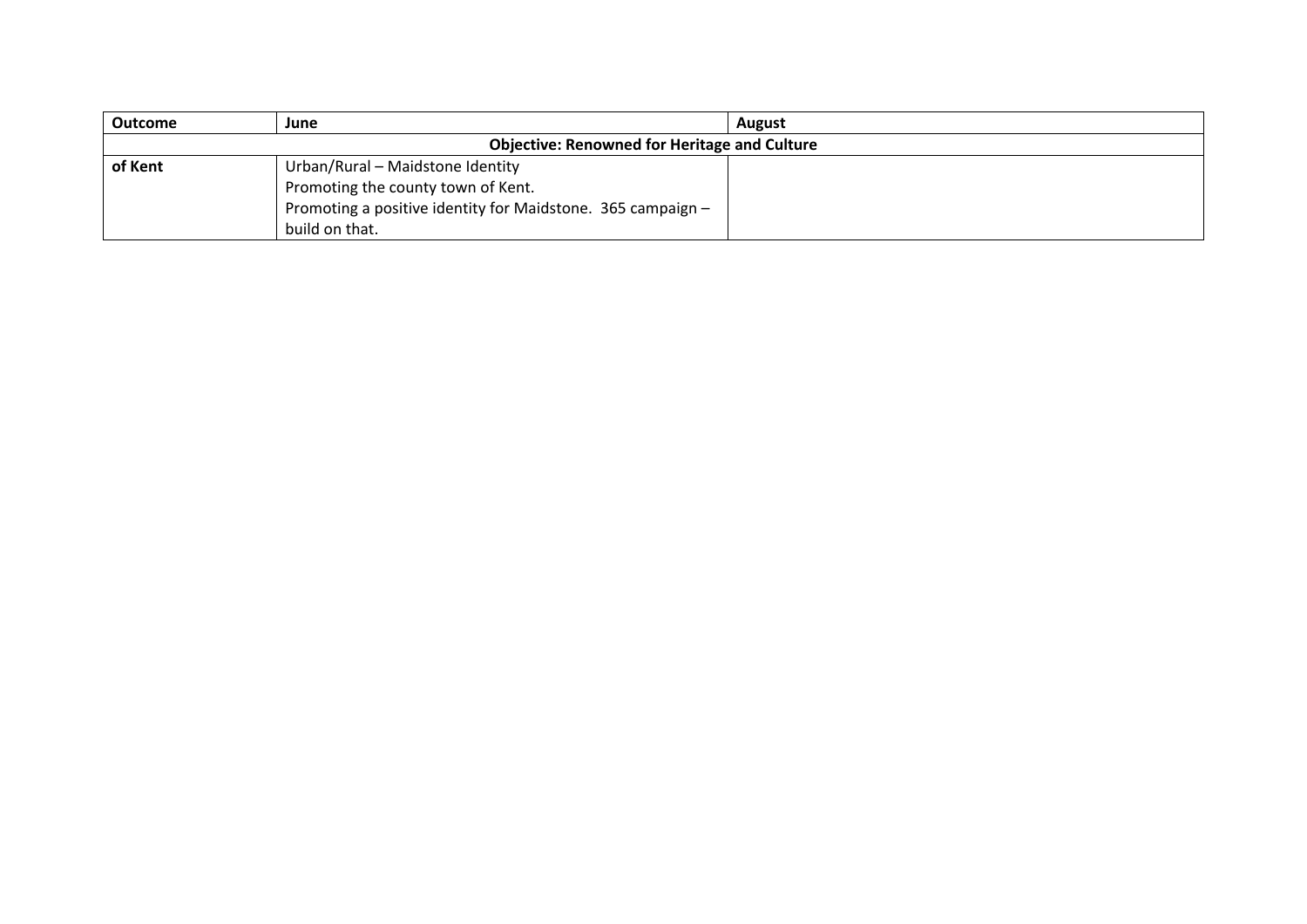| Outcome | June | August |
| --- | --- | --- |
| **Objective: Renowned for Heritage and Culture** | | |
| **of Kent** | Urban/Rural – Maidstone Identity<br>Promoting the county town of Kent.<br>Promoting a positive identity for Maidstone. 365 campaign – build on that. | |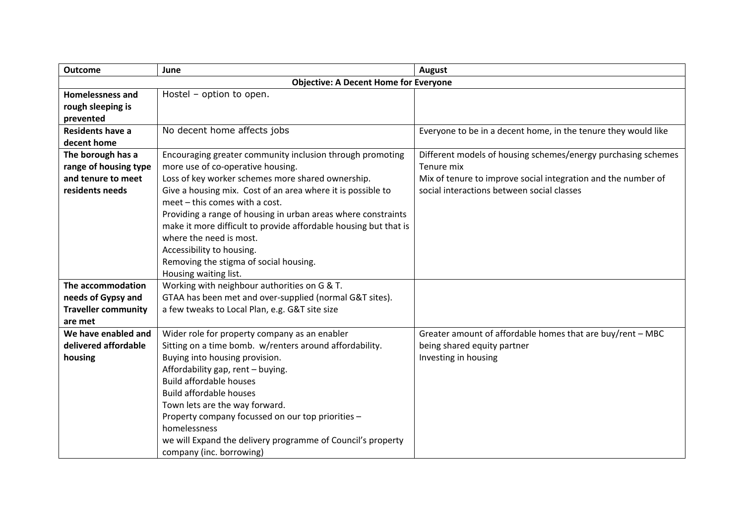| Outcome | June | August |
|---|---|---|
| **Objective: A Decent Home for Everyone** | | |
| **Homelessness and rough sleeping is prevented** | Hostel – option to open. | |
| **Residents have a decent home** | No decent home affects jobs | Everyone to be in a decent home, in the tenure they would like |
| **The borough has a range of housing type and tenure to meet residents needs** | Encouraging greater community inclusion through promoting more use of co-operative housing.<br>Loss of key worker schemes more shared ownership.<br>Give a housing mix. Cost of an area where it is possible to meet – this comes with a cost.<br>Providing a range of housing in urban areas where constraints make it more difficult to provide affordable housing but that is where the need is most.<br>Accessibility to housing.<br>Removing the stigma of social housing.<br>Housing waiting list. | Different models of housing schemes/energy purchasing schemes<br>Tenure mix<br>Mix of tenure to improve social integration and the number of social interactions between social classes |
| **The accommodation needs of Gypsy and Traveller community are met** | Working with neighbour authorities on G & T.<br>GTAA has been met and over-supplied (normal G&T sites).<br>a few tweaks to Local Plan, e.g. G&T site size | |
| **We have enabled and delivered affordable housing** | Wider role for property company as an enabler<br>Sitting on a time bomb. w/renters around affordability.<br>Buying into housing provision.<br>Affordability gap, rent – buying.<br>Build affordable houses<br>Build affordable houses<br>Town lets are the way forward.<br>Property company focussed on our top priorities – homelessness<br>we will Expand the delivery programme of Council's property company (inc. borrowing) | Greater amount of affordable homes that are buy/rent – MBC being shared equity partner<br>Investing in housing |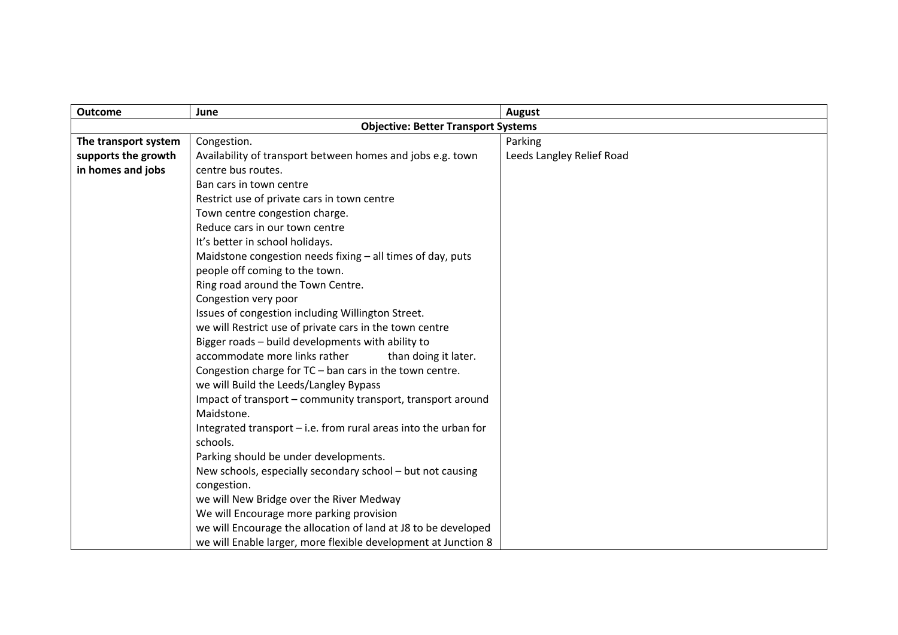| Outcome | June | August |
|---|---|---|
| **Objective: Better Transport Systems** | | |
| **The transport system supports the growth in homes and jobs** | Congestion.<br>Availability of transport between homes and jobs e.g. town centre bus routes.<br>Ban cars in town centre<br>Restrict use of private cars in town centre<br>Town centre congestion charge.<br>Reduce cars in our town centre<br>It's better in school holidays.<br>Maidstone congestion needs fixing – all times of day, puts people off coming to the town.<br>Ring road around the Town Centre.<br>Congestion very poor<br>Issues of congestion including Willington Street.<br>we will Restrict use of private cars in the town centre<br>Bigger roads – build developments with ability to accommodate more links rather than doing it later.<br>Congestion charge for TC – ban cars in the town centre.<br>we will Build the Leeds/Langley Bypass<br>Impact of transport – community transport, transport around Maidstone.<br>Integrated transport – i.e. from rural areas into the urban for schools.<br>Parking should be under developments.<br>New schools, especially secondary school – but not causing congestion.<br>we will New Bridge over the River Medway<br>We will Encourage more parking provision<br>we will Encourage the allocation of land at J8 to be developed<br>we will Enable larger, more flexible development at Junction 8 | Parking<br>Leeds Langley Relief Road |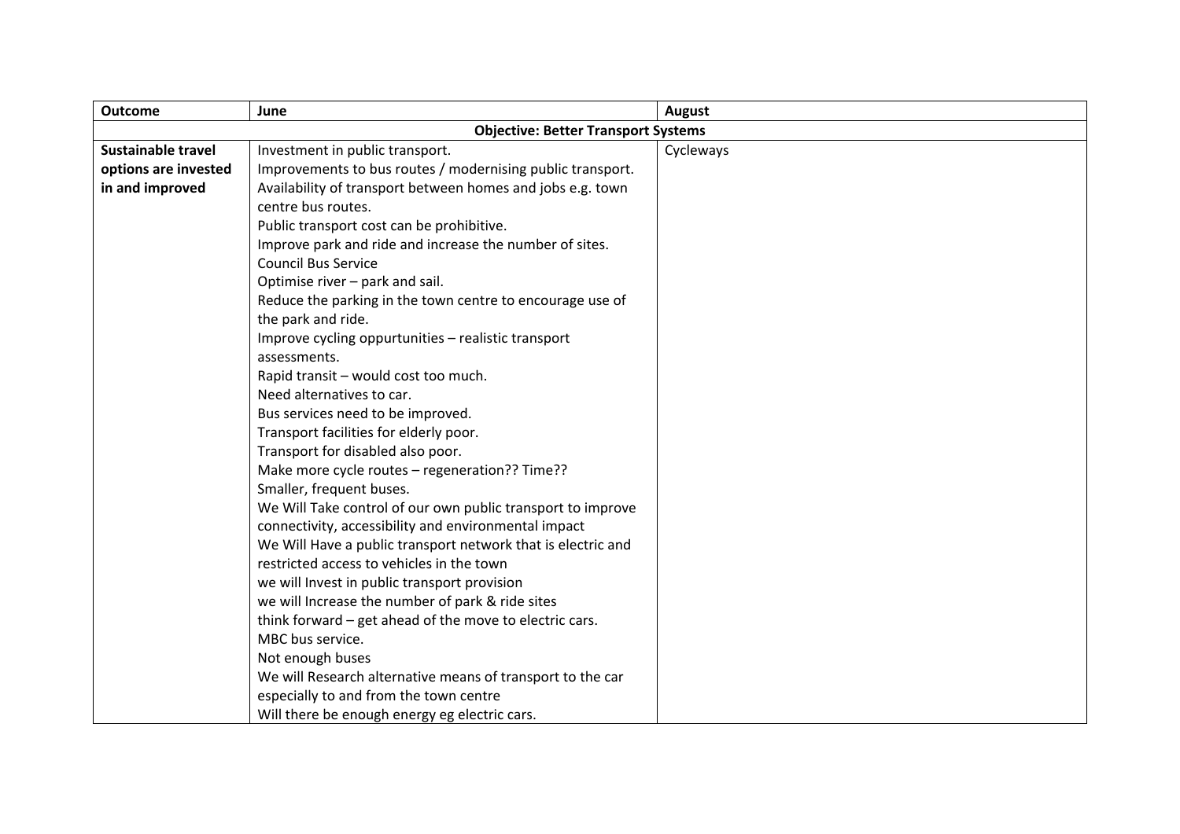| Outcome | June | August |
|---|---|---|
| **Objective: Better Transport Systems** | | |
| **Sustainable travel options are invested in and improved** | Investment in public transport.<br>Improvements to bus routes / modernising public transport.<br>Availability of transport between homes and jobs e.g. town centre bus routes.<br>Public transport cost can be prohibitive.<br>Improve park and ride and increase the number of sites.<br>Council Bus Service<br>Optimise river – park and sail.<br>Reduce the parking in the town centre to encourage use of the park and ride.<br>Improve cycling oppurtunities – realistic transport assessments.<br>Rapid transit – would cost too much.<br>Need alternatives to car.<br>Bus services need to be improved.<br>Transport facilities for elderly poor.<br>Transport for disabled also poor.<br>Make more cycle routes – regeneration?? Time??<br>Smaller, frequent buses.<br>We Will Take control of our own public transport to improve connectivity, accessibility and environmental impact<br>We Will Have a public transport network that is electric and restricted access to vehicles in the town<br>we will Invest in public transport provision<br>we will Increase the number of park & ride sites<br>think forward – get ahead of the move to electric cars.<br>MBC bus service.<br>Not enough buses<br>We will Research alternative means of transport to the car especially to and from the town centre<br>Will there be enough energy eg electric cars. | Cycleways |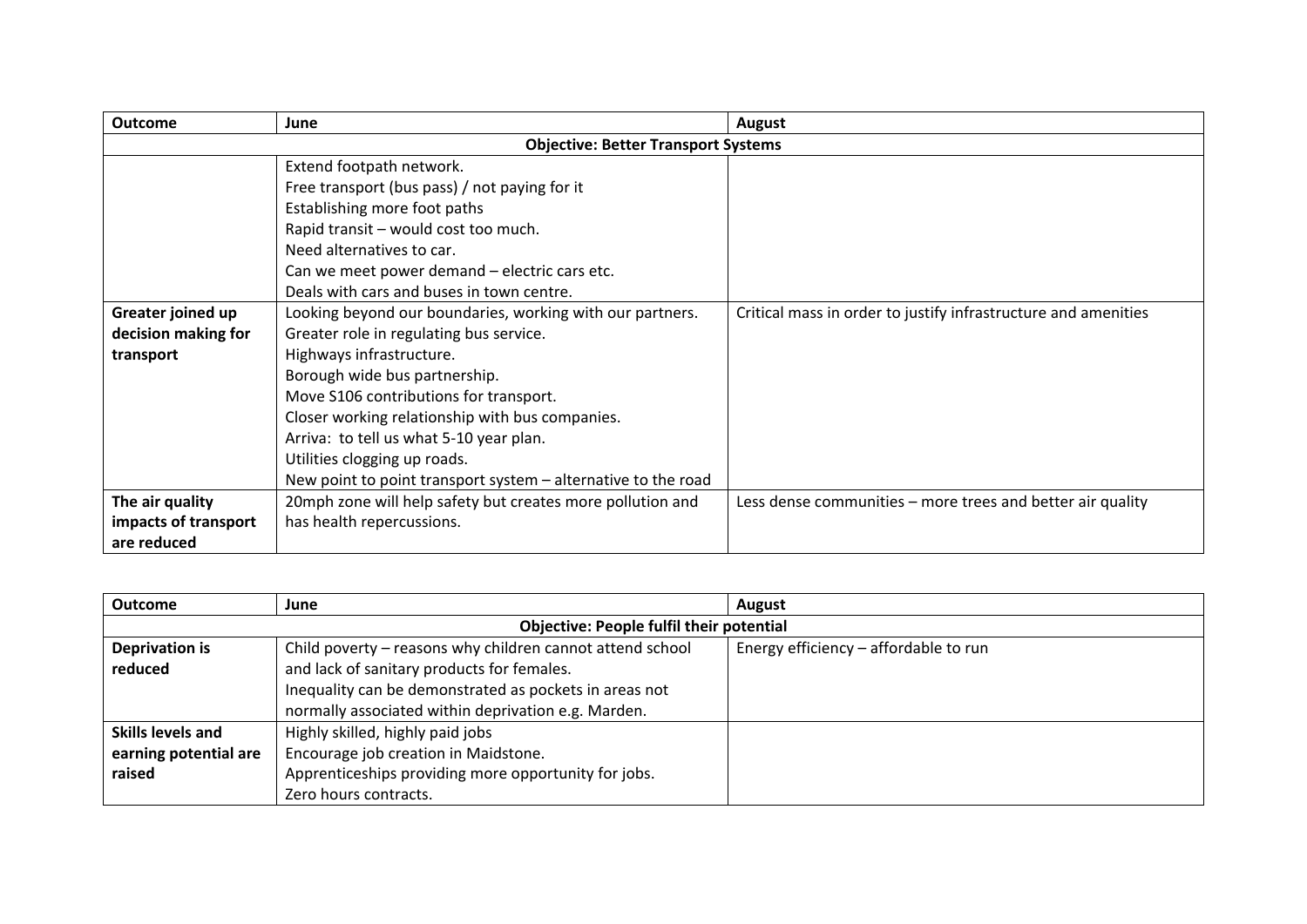| Outcome | June | August |
|---|---|---|
| **Objective: Better Transport Systems** | | |
| | Extend footpath network.<br>Free transport (bus pass) / not paying for it<br>Establishing more foot paths<br>Rapid transit – would cost too much.<br>Need alternatives to car.<br>Can we meet power demand – electric cars etc.<br>Deals with cars and buses in town centre. | |
| **Greater joined up decision making for transport** | Looking beyond our boundaries, working with our partners.<br>Greater role in regulating bus service.<br>Highways infrastructure.<br>Borough wide bus partnership.<br>Move S106 contributions for transport.<br>Closer working relationship with bus companies.<br>Arriva: to tell us what 5-10 year plan.<br>Utilities clogging up roads.<br>New point to point transport system – alternative to the road | Critical mass in order to justify infrastructure and amenities |
| **The air quality impacts of transport are reduced** | 20mph zone will help safety but creates more pollution and has health repercussions. | Less dense communities – more trees and better air quality |

| Outcome | June | August |
|---|---|---|
| **Objective: People fulfil their potential** | | |
| **Deprivation is reduced** | Child poverty – reasons why children cannot attend school and lack of sanitary products for females.<br>Inequality can be demonstrated as pockets in areas not normally associated within deprivation e.g. Marden. | Energy efficiency – affordable to run |
| **Skills levels and earning potential are raised** | Highly skilled, highly paid jobs<br>Encourage job creation in Maidstone.<br>Apprenticeships providing more opportunity for jobs.<br>Zero hours contracts. | |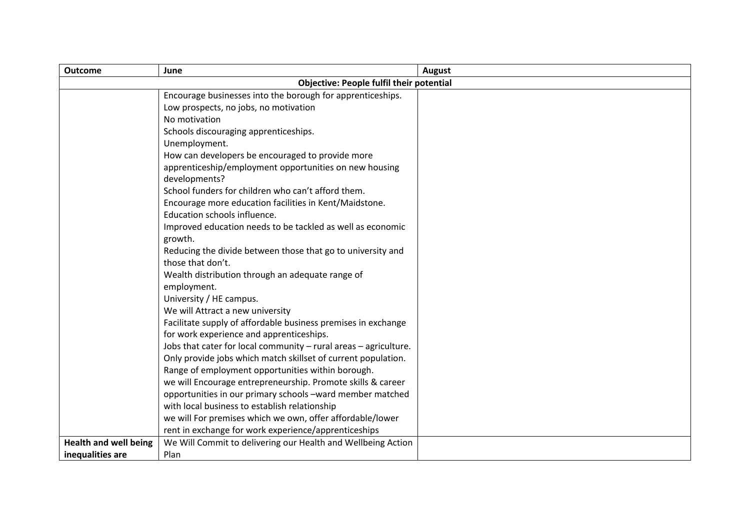| Outcome | June | August |
|---|---|---|
| **Objective: People fulfil their potential** | | |
| | Encourage businesses into the borough for apprenticeships.<br>Low prospects, no jobs, no motivation<br>No motivation<br>Schools discouraging apprenticeships.<br>Unemployment.<br>How can developers be encouraged to provide more apprenticeship/employment opportunities on new housing developments?<br>School funders for children who can't afford them.<br>Encourage more education facilities in Kent/Maidstone.<br>Education schools influence.<br>Improved education needs to be tackled as well as economic growth.<br>Reducing the divide between those that go to university and those that don't.<br>Wealth distribution through an adequate range of employment.<br>University / HE campus.<br>We will Attract a new university<br>Facilitate supply of affordable business premises in exchange for work experience and apprenticeships.<br>Jobs that cater for local community – rural areas – agriculture.<br>Only provide jobs which match skillset of current population.<br>Range of employment opportunities within borough.<br>we will Encourage entrepreneurship. Promote skills & career opportunities in our primary schools –ward member matched with local business to establish relationship<br>we will For premises which we own, offer affordable/lower rent in exchange for work experience/apprenticeships | |
| **Health and well being inequalities are** | We Will Commit to delivering our Health and Wellbeing Action Plan | |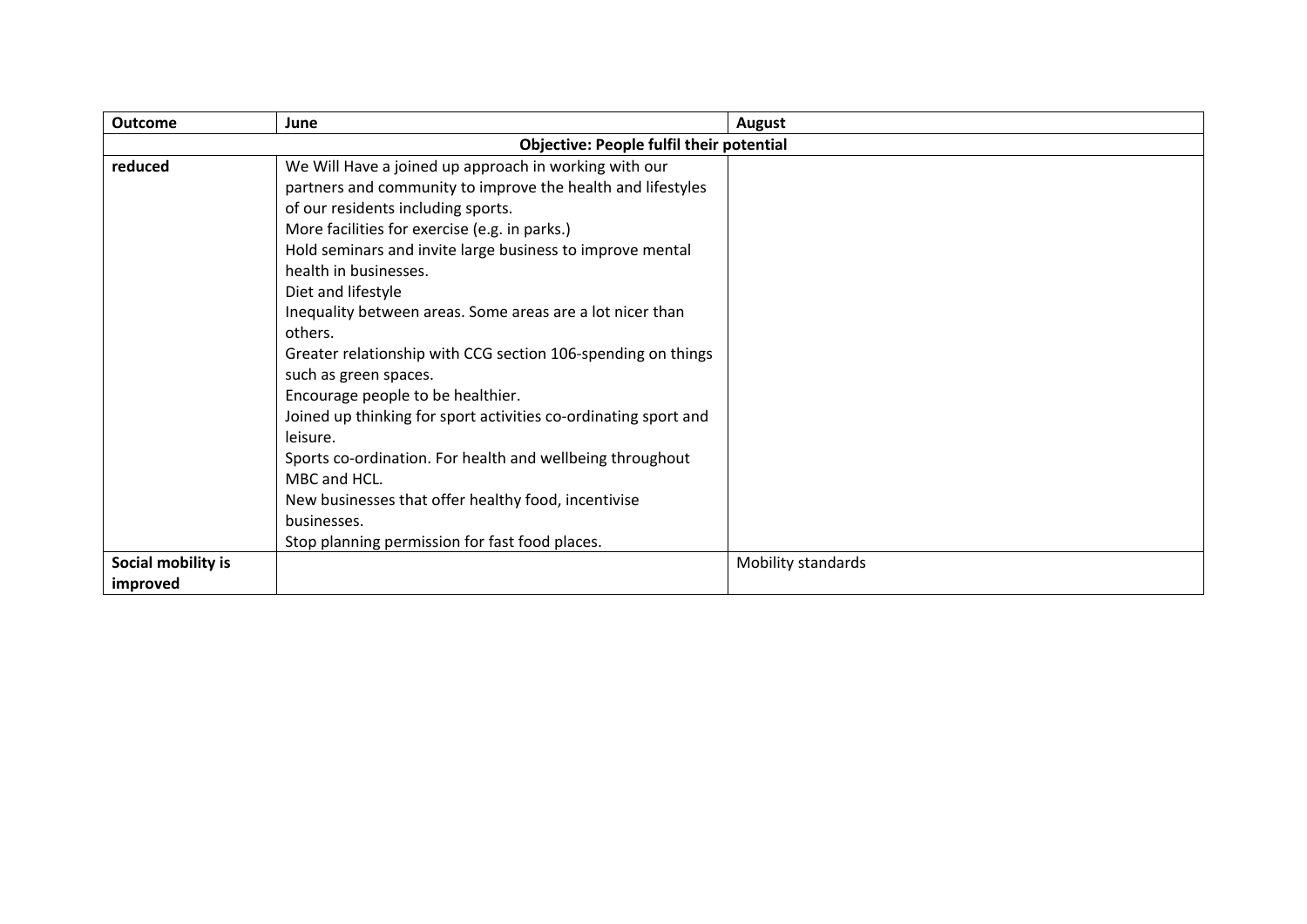| **Outcome** | **June** | **August** |
|---|---|---|
| **Objective: People fulfil their potential** | | |
| **reduced** | We Will Have a joined up approach in working with our partners and community to improve the health and lifestyles of our residents including sports.<br>More facilities for exercise (e.g. in parks.)<br>Hold seminars and invite large business to improve mental health in businesses.<br>Diet and lifestyle<br>Inequality between areas. Some areas are a lot nicer than others.<br>Greater relationship with CCG section 106-spending on things such as green spaces.<br>Encourage people to be healthier.<br>Joined up thinking for sport activities co-ordinating sport and leisure.<br>Sports co-ordination. For health and wellbeing throughout MBC and HCL.<br>New businesses that offer healthy food, incentivise businesses.<br>Stop planning permission for fast food places. | |
| **Social mobility is improved** | | Mobility standards |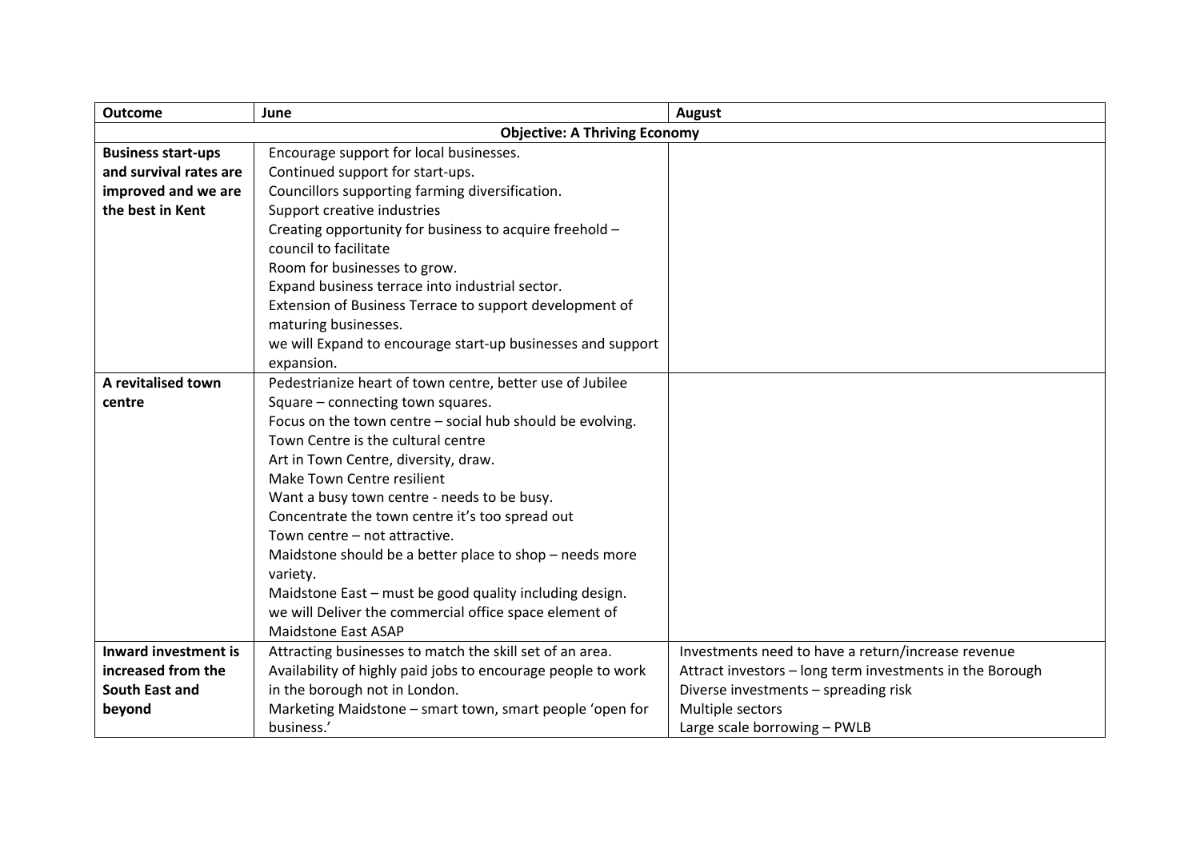| Outcome | June | August |
|---|---|---|
| **Objective: A Thriving Economy** | | |
| **Business start-ups and survival rates are improved and we are the best in Kent** | Encourage support for local businesses.<br>Continued support for start-ups.<br>Councillors supporting farming diversification.<br>Support creative industries<br>Creating opportunity for business to acquire freehold – council to facilitate<br>Room for businesses to grow.<br>Expand business terrace into industrial sector.<br>Extension of Business Terrace to support development of maturing businesses.<br>we will Expand to encourage start-up businesses and support expansion. | |
| **A revitalised town centre** | Pedestrianize heart of town centre, better use of Jubilee Square – connecting town squares.<br>Focus on the town centre – social hub should be evolving.<br>Town Centre is the cultural centre<br>Art in Town Centre, diversity, draw.<br>Make Town Centre resilient<br>Want a busy town centre - needs to be busy.<br>Concentrate the town centre it's too spread out<br>Town centre – not attractive.<br>Maidstone should be a better place to shop – needs more variety.<br>Maidstone East – must be good quality including design.<br>we will Deliver the commercial office space element of Maidstone East ASAP | |
| **Inward investment is increased from the South East and beyond** | Attracting businesses to match the skill set of an area.<br>Availability of highly paid jobs to encourage people to work in the borough not in London.<br>Marketing Maidstone – smart town, smart people 'open for business.' | Investments need to have a return/increase revenue<br>Attract investors – long term investments in the Borough<br>Diverse investments – spreading risk<br>Multiple sectors<br>Large scale borrowing – PWLB |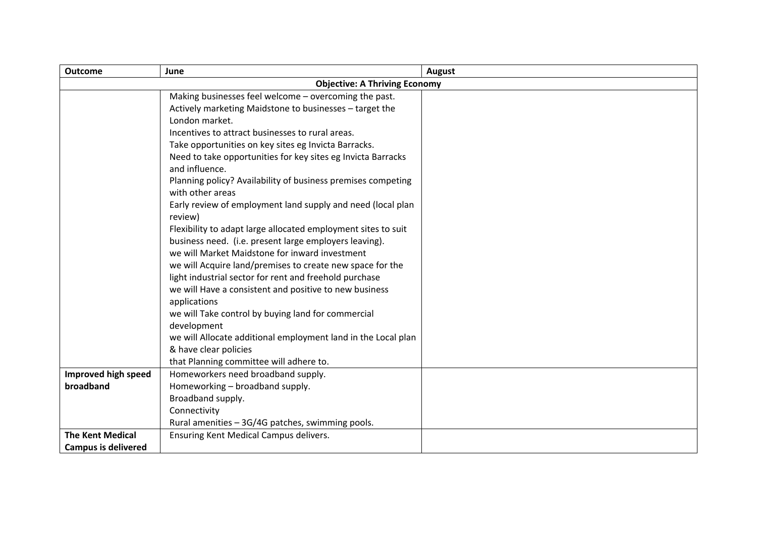| Outcome | June | August |
|---|---|---|
| **Objective: A Thriving Economy** | | |
| | Making businesses feel welcome – overcoming the past.<br>Actively marketing Maidstone to businesses – target the London market.<br>Incentives to attract businesses to rural areas.<br>Take opportunities on key sites eg Invicta Barracks.<br>Need to take opportunities for key sites eg Invicta Barracks and influence.<br>Planning policy? Availability of business premises competing with other areas<br>Early review of employment land supply and need (local plan review)<br>Flexibility to adapt large allocated employment sites to suit business need. (i.e. present large employers leaving).<br>we will Market Maidstone for inward investment<br>we will Acquire land/premises to create new space for the light industrial sector for rent and freehold purchase<br>we will Have a consistent and positive to new business applications<br>we will Take control by buying land for commercial development<br>we will Allocate additional employment land in the Local plan & have clear policies<br>that Planning committee will adhere to. | |
| **Improved high speed broadband** | Homeworkers need broadband supply.<br>Homeworking – broadband supply.<br>Broadband supply.<br>Connectivity<br>Rural amenities – 3G/4G patches, swimming pools. | |
| **The Kent Medical Campus is delivered** | Ensuring Kent Medical Campus delivers. | |